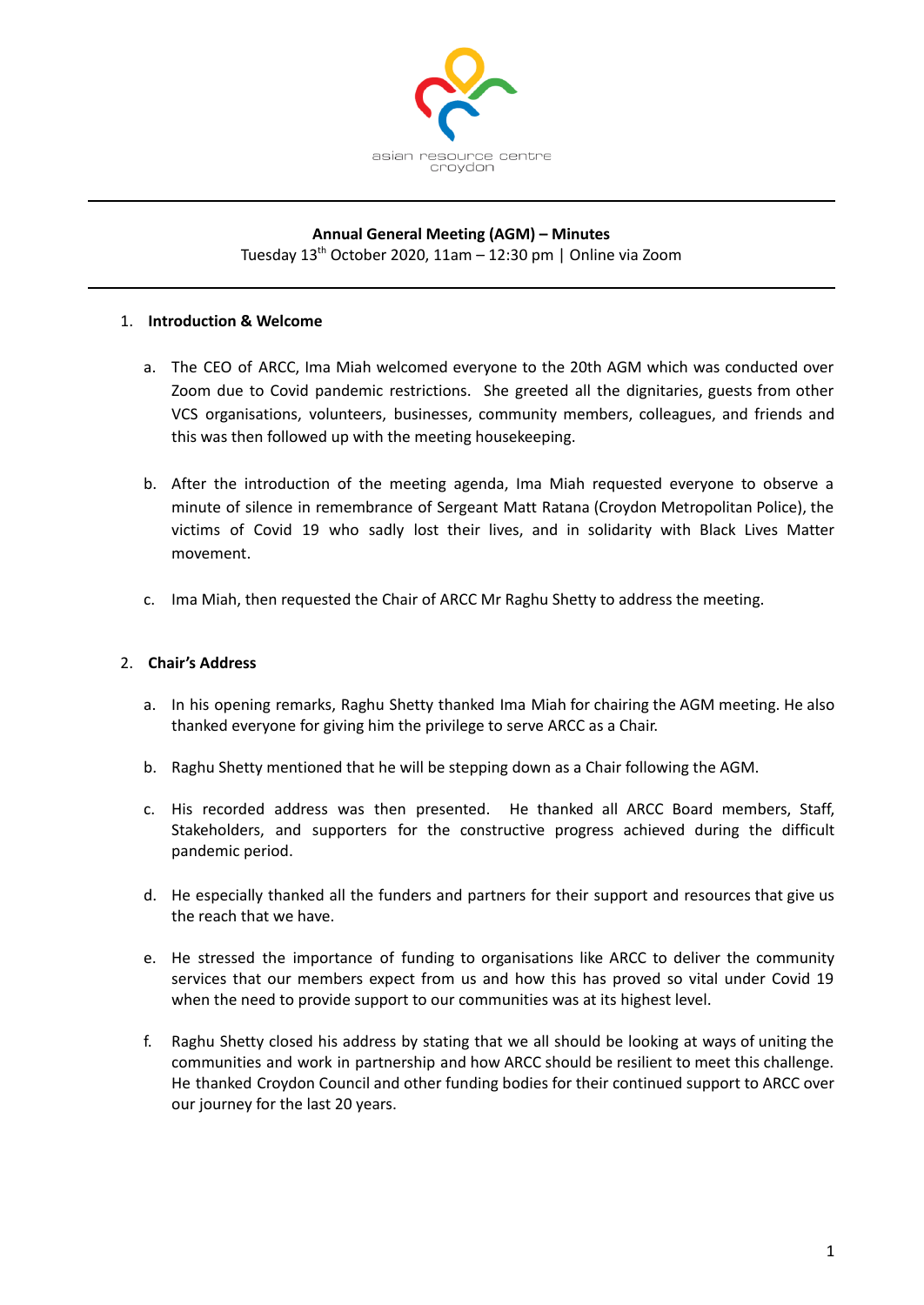asian resource centre croydon

**Annual General Meeting (AGM) – Minutes**

Tuesday 13th October 2020, 11am – 12:30 pm | Online via Zoom

1. **Introduction & Welcome**

    a. The CEO of ARCC, Ima Miah welcomed everyone to the 20th AGM which was conducted over Zoom due to Covid pandemic restrictions. She greeted all the dignitaries, guests from other VCS organisations, volunteers, businesses, community members, colleagues, and friends and this was then followed up with the meeting housekeeping.

    b. After the introduction of the meeting agenda, Ima Miah requested everyone to observe a minute of silence in remembrance of Sergeant Matt Ratana (Croydon Metropolitan Police), the victims of Covid 19 who sadly lost their lives, and in solidarity with Black Lives Matter movement.

    c. Ima Miah, then requested the Chair of ARCC Mr Raghu Shetty to address the meeting.

2. **Chair's Address**

    a. In his opening remarks, Raghu Shetty thanked Ima Miah for chairing the AGM meeting. He also thanked everyone for giving him the privilege to serve ARCC as a Chair.

    b. Raghu Shetty mentioned that he will be stepping down as a Chair following the AGM.

    c. His recorded address was then presented. He thanked all ARCC Board members, Staff, Stakeholders, and supporters for the constructive progress achieved during the difficult pandemic period.

    d. He especially thanked all the funders and partners for their support and resources that give us the reach that we have.

    e. He stressed the importance of funding to organisations like ARCC to deliver the community services that our members expect from us and how this has proved so vital under Covid 19 when the need to provide support to our communities was at its highest level.

    f. Raghu Shetty closed his address by stating that we all should be looking at ways of uniting the communities and work in partnership and how ARCC should be resilient to meet this challenge. He thanked Croydon Council and other funding bodies for their continued support to ARCC over our journey for the last 20 years.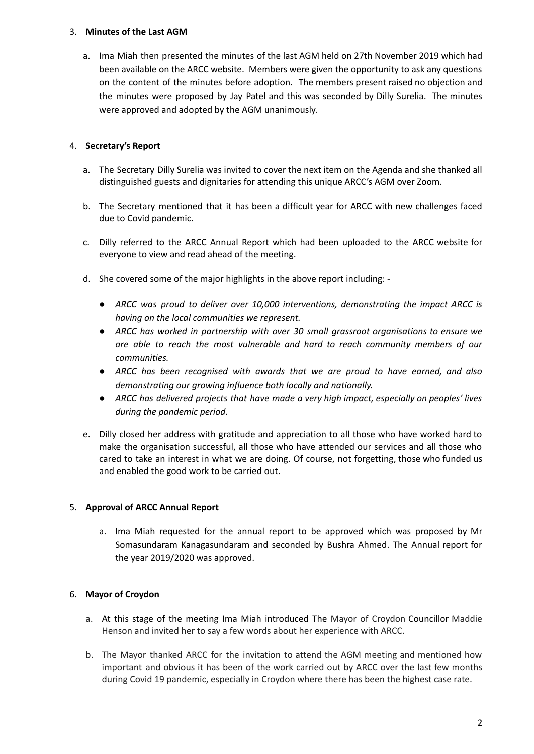3. **Minutes of the Last AGM**

    a. Ima Miah then presented the minutes of the last AGM held on 27th November 2019 which had been available on the ARCC website. Members were given the opportunity to ask any questions on the content of the minutes before adoption. The members present raised no objection and the minutes were proposed by Jay Patel and this was seconded by Dilly Surelia. The minutes were approved and adopted by the AGM unanimously.

4. **Secretary's Report**

    a. The Secretary Dilly Surelia was invited to cover the next item on the Agenda and she thanked all distinguished guests and dignitaries for attending this unique ARCC's AGM over Zoom.

    b. The Secretary mentioned that it has been a difficult year for ARCC with new challenges faced due to Covid pandemic.

    c. Dilly referred to the ARCC Annual Report which had been uploaded to the ARCC website for everyone to view and read ahead of the meeting.

    d. She covered some of the major highlights in the above report including: -

        - *ARCC was proud to deliver over 10,000 interventions, demonstrating the impact ARCC is having on the local communities we represent.*
        - *ARCC has worked in partnership with over 30 small grassroot organisations to ensure we are able to reach the most vulnerable and hard to reach community members of our communities.*
        - *ARCC has been recognised with awards that we are proud to have earned, and also demonstrating our growing influence both locally and nationally.*
        - *ARCC has delivered projects that have made a very high impact, especially on peoples' lives during the pandemic period.*

    e. Dilly closed her address with gratitude and appreciation to all those who have worked hard to make the organisation successful, all those who have attended our services and all those who cared to take an interest in what we are doing. Of course, not forgetting, those who funded us and enabled the good work to be carried out.

5. **Approval of ARCC Annual Report**

    a. Ima Miah requested for the annual report to be approved which was proposed by Mr Somasundaram Kanagasundaram and seconded by Bushra Ahmed. The Annual report for the year 2019/2020 was approved.

6. **Mayor of Croydon**

    a. At this stage of the meeting Ima Miah introduced The Mayor of Croydon Councillor Maddie Henson and invited her to say a few words about her experience with ARCC.

    b. The Mayor thanked ARCC for the invitation to attend the AGM meeting and mentioned how important and obvious it has been of the work carried out by ARCC over the last few months during Covid 19 pandemic, especially in Croydon where there has been the highest case rate.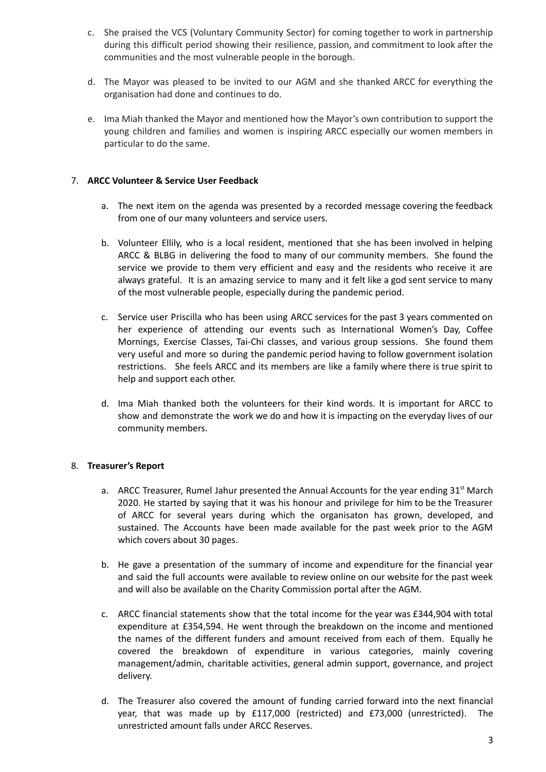c. She praised the VCS (Voluntary Community Sector) for coming together to work in partnership during this difficult period showing their resilience, passion, and commitment to look after the communities and the most vulnerable people in the borough.

d. The Mayor was pleased to be invited to our AGM and she thanked ARCC for everything the organisation had done and continues to do.

e. Ima Miah thanked the Mayor and mentioned how the Mayor's own contribution to support the young children and families and women is inspiring ARCC especially our women members in particular to do the same.

7. **ARCC Volunteer & Service User Feedback**

   a. The next item on the agenda was presented by a recorded message covering the feedback from one of our many volunteers and service users.

   b. Volunteer Ellily, who is a local resident, mentioned that she has been involved in helping ARCC & BLBG in delivering the food to many of our community members. She found the service we provide to them very efficient and easy and the residents who receive it are always grateful. It is an amazing service to many and it felt like a god sent service to many of the most vulnerable people, especially during the pandemic period.

   c. Service user Priscilla who has been using ARCC services for the past 3 years commented on her experience of attending our events such as International Women's Day, Coffee Mornings, Exercise Classes, Tai-Chi classes, and various group sessions. She found them very useful and more so during the pandemic period having to follow government isolation restrictions. She feels ARCC and its members are like a family where there is true spirit to help and support each other.

   d. Ima Miah thanked both the volunteers for their kind words. It is important for ARCC to show and demonstrate the work we do and how it is impacting on the everyday lives of our community members.

8. **Treasurer's Report**

   a. ARCC Treasurer, Rumel Jahur presented the Annual Accounts for the year ending 31st March 2020. He started by saying that it was his honour and privilege for him to be the Treasurer of ARCC for several years during which the organisaton has grown, developed, and sustained. The Accounts have been made available for the past week prior to the AGM which covers about 30 pages.

   b. He gave a presentation of the summary of income and expenditure for the financial year and said the full accounts were available to review online on our website for the past week and will also be available on the Charity Commission portal after the AGM.

   c. ARCC financial statements show that the total income for the year was £344,904 with total expenditure at £354,594. He went through the breakdown on the income and mentioned the names of the different funders and amount received from each of them. Equally he covered the breakdown of expenditure in various categories, mainly covering management/admin, charitable activities, general admin support, governance, and project delivery.

   d. The Treasurer also covered the amount of funding carried forward into the next financial year, that was made up by £117,000 (restricted) and £73,000 (unrestricted). The unrestricted amount falls under ARCC Reserves.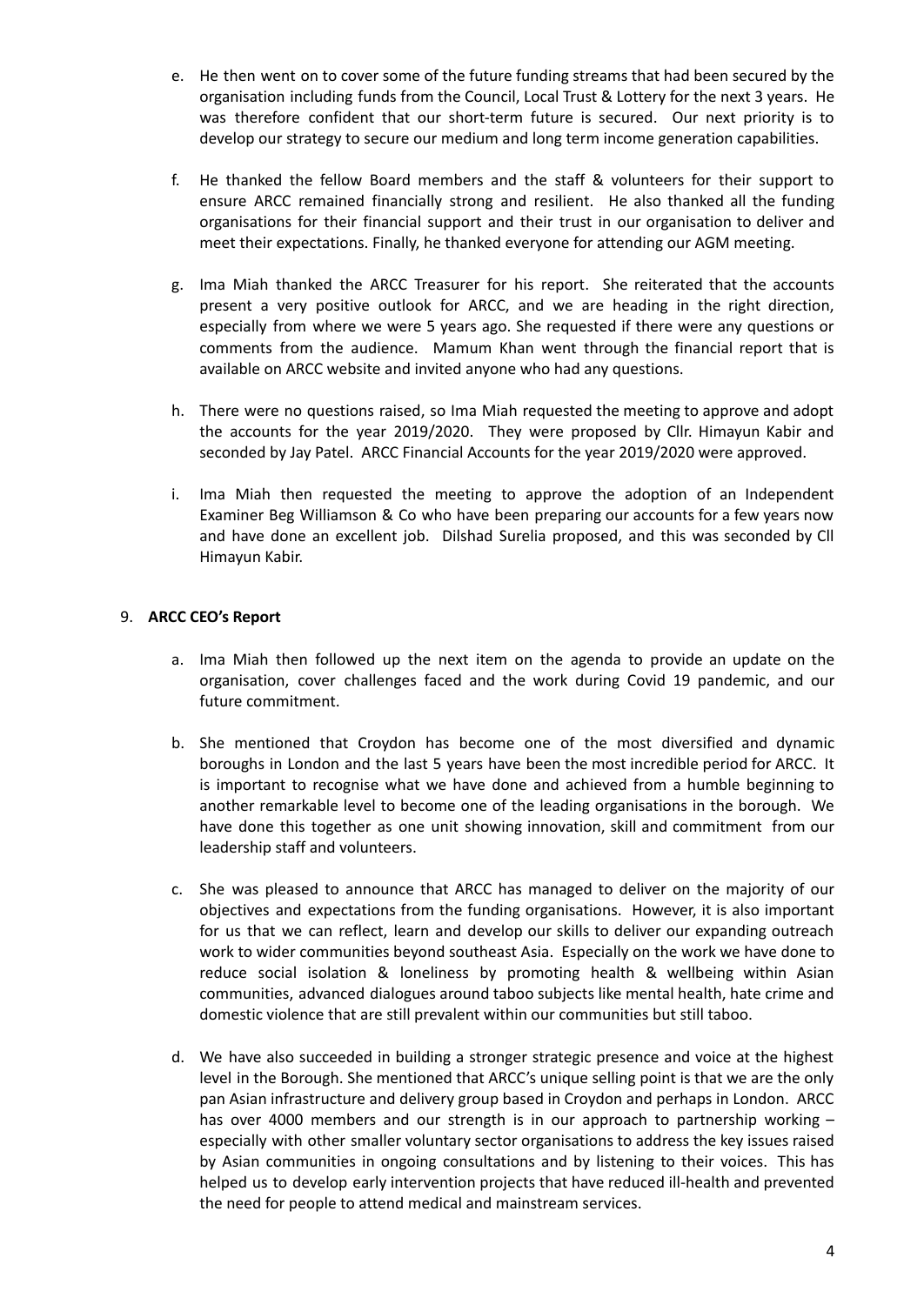e. He then went on to cover some of the future funding streams that had been secured by the organisation including funds from the Council, Local Trust & Lottery for the next 3 years. He was therefore confident that our short-term future is secured. Our next priority is to develop our strategy to secure our medium and long term income generation capabilities.

f. He thanked the fellow Board members and the staff & volunteers for their support to ensure ARCC remained financially strong and resilient. He also thanked all the funding organisations for their financial support and their trust in our organisation to deliver and meet their expectations. Finally, he thanked everyone for attending our AGM meeting.

g. Ima Miah thanked the ARCC Treasurer for his report. She reiterated that the accounts present a very positive outlook for ARCC, and we are heading in the right direction, especially from where we were 5 years ago. She requested if there were any questions or comments from the audience. Mamum Khan went through the financial report that is available on ARCC website and invited anyone who had any questions.

h. There were no questions raised, so Ima Miah requested the meeting to approve and adopt the accounts for the year 2019/2020. They were proposed by Cllr. Himayun Kabir and seconded by Jay Patel. ARCC Financial Accounts for the year 2019/2020 were approved.

i. Ima Miah then requested the meeting to approve the adoption of an Independent Examiner Beg Williamson & Co who have been preparing our accounts for a few years now and have done an excellent job. Dilshad Surelia proposed, and this was seconded by Cll Himayun Kabir.

9. **ARCC CEO's Report**

a. Ima Miah then followed up the next item on the agenda to provide an update on the organisation, cover challenges faced and the work during Covid 19 pandemic, and our future commitment.

b. She mentioned that Croydon has become one of the most diversified and dynamic boroughs in London and the last 5 years have been the most incredible period for ARCC. It is important to recognise what we have done and achieved from a humble beginning to another remarkable level to become one of the leading organisations in the borough. We have done this together as one unit showing innovation, skill and commitment from our leadership staff and volunteers.

c. She was pleased to announce that ARCC has managed to deliver on the majority of our objectives and expectations from the funding organisations. However, it is also important for us that we can reflect, learn and develop our skills to deliver our expanding outreach work to wider communities beyond southeast Asia. Especially on the work we have done to reduce social isolation & loneliness by promoting health & wellbeing within Asian communities, advanced dialogues around taboo subjects like mental health, hate crime and domestic violence that are still prevalent within our communities but still taboo.

d. We have also succeeded in building a stronger strategic presence and voice at the highest level in the Borough. She mentioned that ARCC's unique selling point is that we are the only pan Asian infrastructure and delivery group based in Croydon and perhaps in London. ARCC has over 4000 members and our strength is in our approach to partnership working – especially with other smaller voluntary sector organisations to address the key issues raised by Asian communities in ongoing consultations and by listening to their voices. This has helped us to develop early intervention projects that have reduced ill-health and prevented the need for people to attend medical and mainstream services.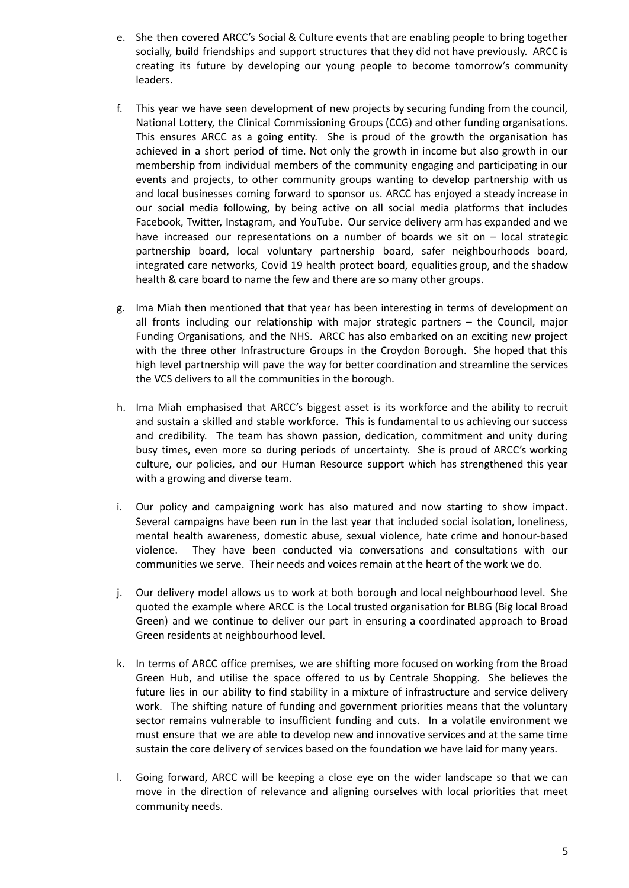e. She then covered ARCC's Social & Culture events that are enabling people to bring together socially, build friendships and support structures that they did not have previously. ARCC is creating its future by developing our young people to become tomorrow's community leaders.

f. This year we have seen development of new projects by securing funding from the council, National Lottery, the Clinical Commissioning Groups (CCG) and other funding organisations. This ensures ARCC as a going entity. She is proud of the growth the organisation has achieved in a short period of time. Not only the growth in income but also growth in our membership from individual members of the community engaging and participating in our events and projects, to other community groups wanting to develop partnership with us and local businesses coming forward to sponsor us. ARCC has enjoyed a steady increase in our social media following, by being active on all social media platforms that includes Facebook, Twitter, Instagram, and YouTube. Our service delivery arm has expanded and we have increased our representations on a number of boards we sit on – local strategic partnership board, local voluntary partnership board, safer neighbourhoods board, integrated care networks, Covid 19 health protect board, equalities group, and the shadow health & care board to name the few and there are so many other groups.

g. Ima Miah then mentioned that that year has been interesting in terms of development on all fronts including our relationship with major strategic partners – the Council, major Funding Organisations, and the NHS. ARCC has also embarked on an exciting new project with the three other Infrastructure Groups in the Croydon Borough. She hoped that this high level partnership will pave the way for better coordination and streamline the services the VCS delivers to all the communities in the borough.

h. Ima Miah emphasised that ARCC's biggest asset is its workforce and the ability to recruit and sustain a skilled and stable workforce. This is fundamental to us achieving our success and credibility. The team has shown passion, dedication, commitment and unity during busy times, even more so during periods of uncertainty. She is proud of ARCC's working culture, our policies, and our Human Resource support which has strengthened this year with a growing and diverse team.

i. Our policy and campaigning work has also matured and now starting to show impact. Several campaigns have been run in the last year that included social isolation, loneliness, mental health awareness, domestic abuse, sexual violence, hate crime and honour-based violence. They have been conducted via conversations and consultations with our communities we serve. Their needs and voices remain at the heart of the work we do.

j. Our delivery model allows us to work at both borough and local neighbourhood level. She quoted the example where ARCC is the Local trusted organisation for BLBG (Big local Broad Green) and we continue to deliver our part in ensuring a coordinated approach to Broad Green residents at neighbourhood level.

k. In terms of ARCC office premises, we are shifting more focused on working from the Broad Green Hub, and utilise the space offered to us by Centrale Shopping. She believes the future lies in our ability to find stability in a mixture of infrastructure and service delivery work. The shifting nature of funding and government priorities means that the voluntary sector remains vulnerable to insufficient funding and cuts. In a volatile environment we must ensure that we are able to develop new and innovative services and at the same time sustain the core delivery of services based on the foundation we have laid for many years.

l. Going forward, ARCC will be keeping a close eye on the wider landscape so that we can move in the direction of relevance and aligning ourselves with local priorities that meet community needs.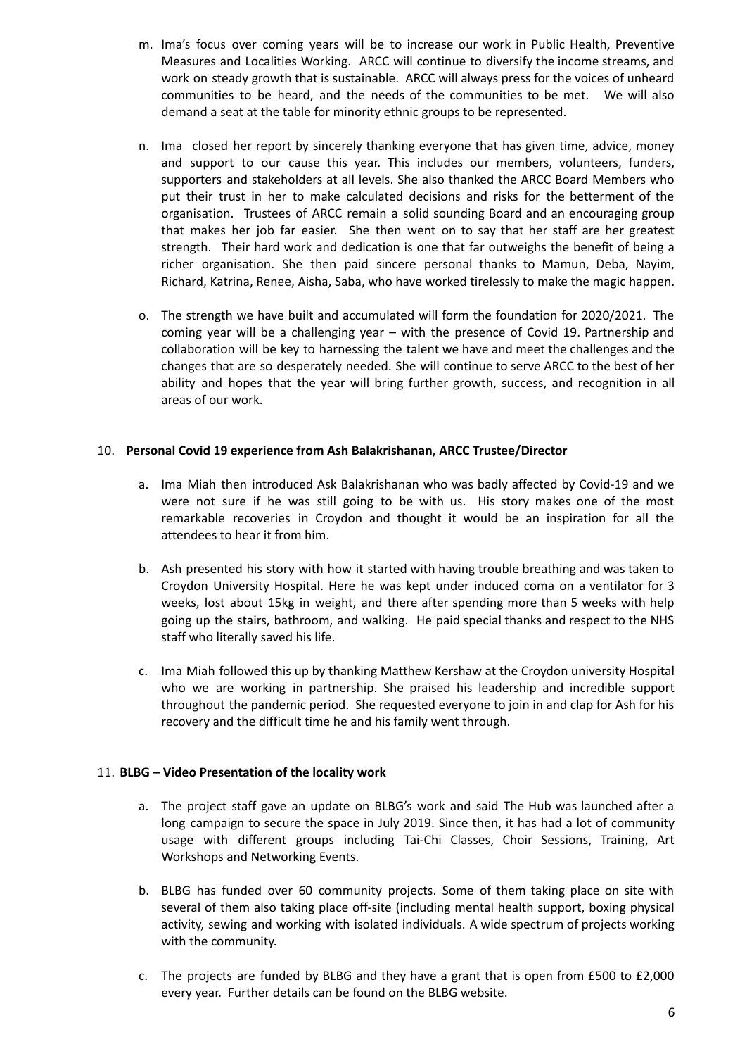m. Ima's focus over coming years will be to increase our work in Public Health, Preventive Measures and Localities Working. ARCC will continue to diversify the income streams, and work on steady growth that is sustainable. ARCC will always press for the voices of unheard communities to be heard, and the needs of the communities to be met. We will also demand a seat at the table for minority ethnic groups to be represented.

n. Ima closed her report by sincerely thanking everyone that has given time, advice, money and support to our cause this year. This includes our members, volunteers, funders, supporters and stakeholders at all levels. She also thanked the ARCC Board Members who put their trust in her to make calculated decisions and risks for the betterment of the organisation. Trustees of ARCC remain a solid sounding Board and an encouraging group that makes her job far easier. She then went on to say that her staff are her greatest strength. Their hard work and dedication is one that far outweighs the benefit of being a richer organisation. She then paid sincere personal thanks to Mamun, Deba, Nayim, Richard, Katrina, Renee, Aisha, Saba, who have worked tirelessly to make the magic happen.

o. The strength we have built and accumulated will form the foundation for 2020/2021. The coming year will be a challenging year – with the presence of Covid 19. Partnership and collaboration will be key to harnessing the talent we have and meet the challenges and the changes that are so desperately needed. She will continue to serve ARCC to the best of her ability and hopes that the year will bring further growth, success, and recognition in all areas of our work.

10. **Personal Covid 19 experience from Ash Balakrishanan, ARCC Trustee/Director**

a. Ima Miah then introduced Ask Balakrishanan who was badly affected by Covid-19 and we were not sure if he was still going to be with us. His story makes one of the most remarkable recoveries in Croydon and thought it would be an inspiration for all the attendees to hear it from him.

b. Ash presented his story with how it started with having trouble breathing and was taken to Croydon University Hospital. Here he was kept under induced coma on a ventilator for 3 weeks, lost about 15kg in weight, and there after spending more than 5 weeks with help going up the stairs, bathroom, and walking. He paid special thanks and respect to the NHS staff who literally saved his life.

c. Ima Miah followed this up by thanking Matthew Kershaw at the Croydon university Hospital who we are working in partnership. She praised his leadership and incredible support throughout the pandemic period. She requested everyone to join in and clap for Ash for his recovery and the difficult time he and his family went through.

11. **BLBG – Video Presentation of the locality work**

a. The project staff gave an update on BLBG's work and said The Hub was launched after a long campaign to secure the space in July 2019. Since then, it has had a lot of community usage with different groups including Tai-Chi Classes, Choir Sessions, Training, Art Workshops and Networking Events.

b. BLBG has funded over 60 community projects. Some of them taking place on site with several of them also taking place off-site (including mental health support, boxing physical activity, sewing and working with isolated individuals. A wide spectrum of projects working with the community.

c. The projects are funded by BLBG and they have a grant that is open from £500 to £2,000 every year. Further details can be found on the BLBG website.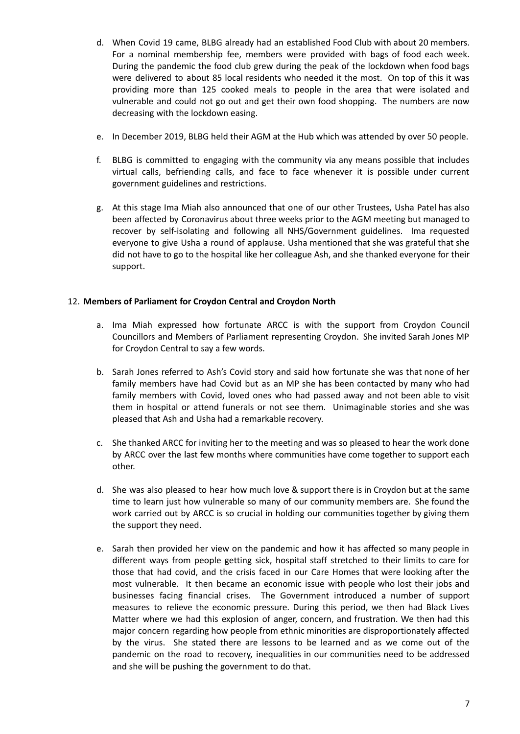d. When Covid 19 came, BLBG already had an established Food Club with about 20 members. For a nominal membership fee, members were provided with bags of food each week. During the pandemic the food club grew during the peak of the lockdown when food bags were delivered to about 85 local residents who needed it the most. On top of this it was providing more than 125 cooked meals to people in the area that were isolated and vulnerable and could not go out and get their own food shopping. The numbers are now decreasing with the lockdown easing.

e. In December 2019, BLBG held their AGM at the Hub which was attended by over 50 people.

f. BLBG is committed to engaging with the community via any means possible that includes virtual calls, befriending calls, and face to face whenever it is possible under current government guidelines and restrictions.

g. At this stage Ima Miah also announced that one of our other Trustees, Usha Patel has also been affected by Coronavirus about three weeks prior to the AGM meeting but managed to recover by self-isolating and following all NHS/Government guidelines. Ima requested everyone to give Usha a round of applause. Usha mentioned that she was grateful that she did not have to go to the hospital like her colleague Ash, and she thanked everyone for their support.

12. **Members of Parliament for Croydon Central and Croydon North**

a. Ima Miah expressed how fortunate ARCC is with the support from Croydon Council Councillors and Members of Parliament representing Croydon. She invited Sarah Jones MP for Croydon Central to say a few words.

b. Sarah Jones referred to Ash's Covid story and said how fortunate she was that none of her family members have had Covid but as an MP she has been contacted by many who had family members with Covid, loved ones who had passed away and not been able to visit them in hospital or attend funerals or not see them. Unimaginable stories and she was pleased that Ash and Usha had a remarkable recovery.

c. She thanked ARCC for inviting her to the meeting and was so pleased to hear the work done by ARCC over the last few months where communities have come together to support each other.

d. She was also pleased to hear how much love & support there is in Croydon but at the same time to learn just how vulnerable so many of our community members are. She found the work carried out by ARCC is so crucial in holding our communities together by giving them the support they need.

e. Sarah then provided her view on the pandemic and how it has affected so many people in different ways from people getting sick, hospital staff stretched to their limits to care for those that had covid, and the crisis faced in our Care Homes that were looking after the most vulnerable. It then became an economic issue with people who lost their jobs and businesses facing financial crises. The Government introduced a number of support measures to relieve the economic pressure. During this period, we then had Black Lives Matter where we had this explosion of anger, concern, and frustration. We then had this major concern regarding how people from ethnic minorities are disproportionately affected by the virus. She stated there are lessons to be learned and as we come out of the pandemic on the road to recovery, inequalities in our communities need to be addressed and she will be pushing the government to do that.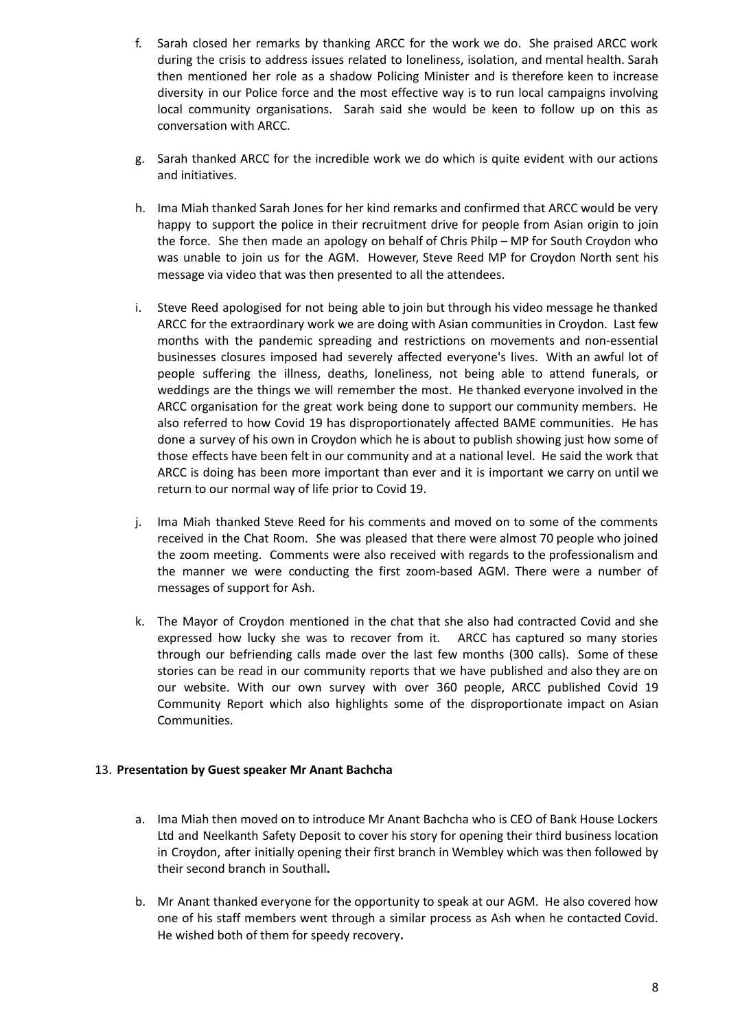f. Sarah closed her remarks by thanking ARCC for the work we do. She praised ARCC work during the crisis to address issues related to loneliness, isolation, and mental health. Sarah then mentioned her role as a shadow Policing Minister and is therefore keen to increase diversity in our Police force and the most effective way is to run local campaigns involving local community organisations. Sarah said she would be keen to follow up on this as conversation with ARCC.

g. Sarah thanked ARCC for the incredible work we do which is quite evident with our actions and initiatives.

h. Ima Miah thanked Sarah Jones for her kind remarks and confirmed that ARCC would be very happy to support the police in their recruitment drive for people from Asian origin to join the force. She then made an apology on behalf of Chris Philp – MP for South Croydon who was unable to join us for the AGM. However, Steve Reed MP for Croydon North sent his message via video that was then presented to all the attendees.

i. Steve Reed apologised for not being able to join but through his video message he thanked ARCC for the extraordinary work we are doing with Asian communities in Croydon. Last few months with the pandemic spreading and restrictions on movements and non-essential businesses closures imposed had severely affected everyone's lives. With an awful lot of people suffering the illness, deaths, loneliness, not being able to attend funerals, or weddings are the things we will remember the most. He thanked everyone involved in the ARCC organisation for the great work being done to support our community members. He also referred to how Covid 19 has disproportionately affected BAME communities. He has done a survey of his own in Croydon which he is about to publish showing just how some of those effects have been felt in our community and at a national level. He said the work that ARCC is doing has been more important than ever and it is important we carry on until we return to our normal way of life prior to Covid 19.

j. Ima Miah thanked Steve Reed for his comments and moved on to some of the comments received in the Chat Room. She was pleased that there were almost 70 people who joined the zoom meeting. Comments were also received with regards to the professionalism and the manner we were conducting the first zoom-based AGM. There were a number of messages of support for Ash.

k. The Mayor of Croydon mentioned in the chat that she also had contracted Covid and she expressed how lucky she was to recover from it. ARCC has captured so many stories through our befriending calls made over the last few months (300 calls). Some of these stories can be read in our community reports that we have published and also they are on our website. With our own survey with over 360 people, ARCC published Covid 19 Community Report which also highlights some of the disproportionate impact on Asian Communities.

13. **Presentation by Guest speaker Mr Anant Bachcha**

a. Ima Miah then moved on to introduce Mr Anant Bachcha who is CEO of Bank House Lockers Ltd and Neelkanth Safety Deposit to cover his story for opening their third business location in Croydon, after initially opening their first branch in Wembley which was then followed by their second branch in Southall**.**

b. Mr Anant thanked everyone for the opportunity to speak at our AGM. He also covered how one of his staff members went through a similar process as Ash when he contacted Covid. He wished both of them for speedy recovery**.**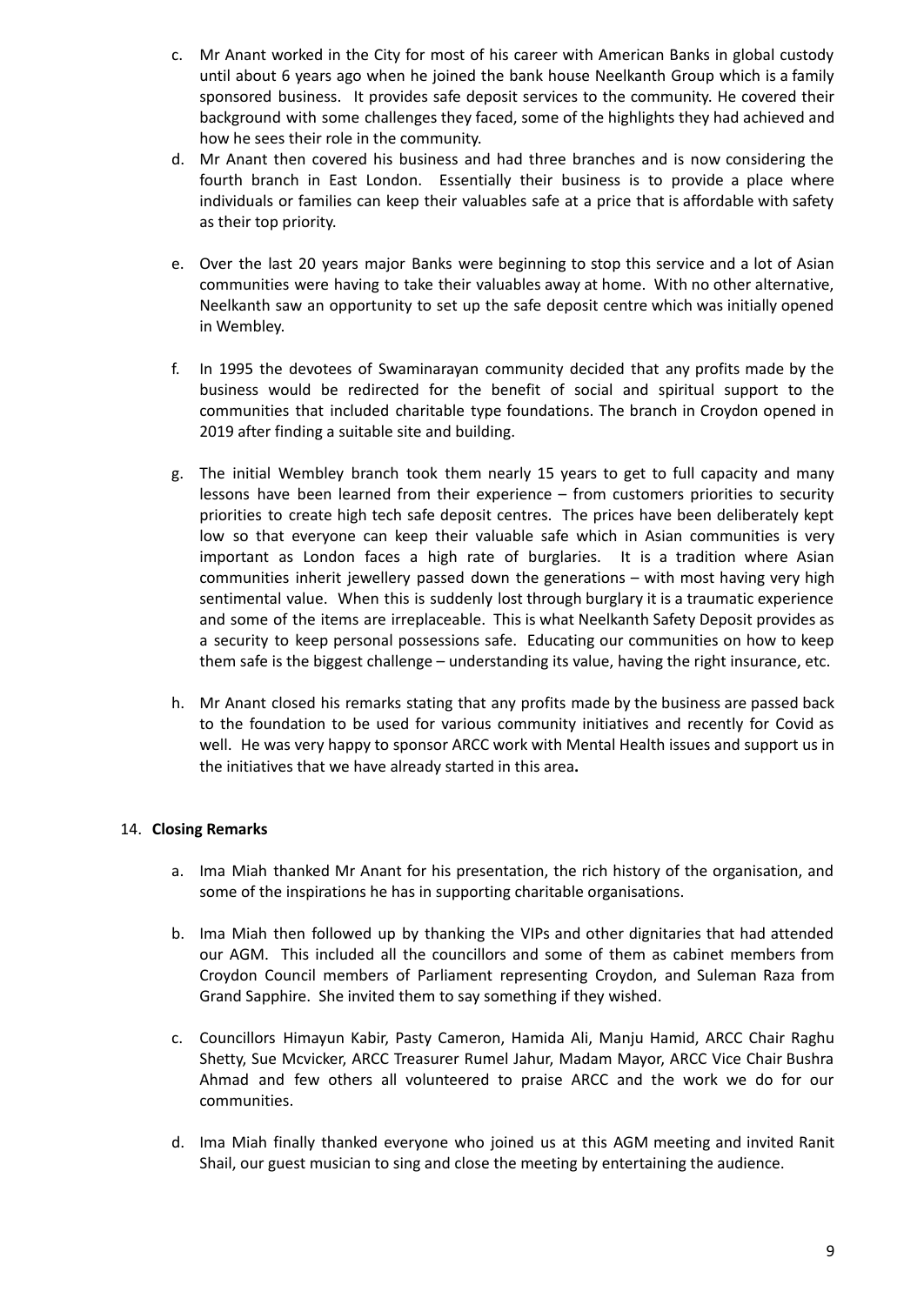c. Mr Anant worked in the City for most of his career with American Banks in global custody until about 6 years ago when he joined the bank house Neelkanth Group which is a family sponsored business. It provides safe deposit services to the community. He covered their background with some challenges they faced, some of the highlights they had achieved and how he sees their role in the community.

d. Mr Anant then covered his business and had three branches and is now considering the fourth branch in East London. Essentially their business is to provide a place where individuals or families can keep their valuables safe at a price that is affordable with safety as their top priority.

e. Over the last 20 years major Banks were beginning to stop this service and a lot of Asian communities were having to take their valuables away at home. With no other alternative, Neelkanth saw an opportunity to set up the safe deposit centre which was initially opened in Wembley.

f. In 1995 the devotees of Swaminarayan community decided that any profits made by the business would be redirected for the benefit of social and spiritual support to the communities that included charitable type foundations. The branch in Croydon opened in 2019 after finding a suitable site and building.

g. The initial Wembley branch took them nearly 15 years to get to full capacity and many lessons have been learned from their experience – from customers priorities to security priorities to create high tech safe deposit centres. The prices have been deliberately kept low so that everyone can keep their valuable safe which in Asian communities is very important as London faces a high rate of burglaries. It is a tradition where Asian communities inherit jewellery passed down the generations – with most having very high sentimental value. When this is suddenly lost through burglary it is a traumatic experience and some of the items are irreplaceable. This is what Neelkanth Safety Deposit provides as a security to keep personal possessions safe. Educating our communities on how to keep them safe is the biggest challenge – understanding its value, having the right insurance, etc.

h. Mr Anant closed his remarks stating that any profits made by the business are passed back to the foundation to be used for various community initiatives and recently for Covid as well. He was very happy to sponsor ARCC work with Mental Health issues and support us in the initiatives that we have already started in this area**.**

14. **Closing Remarks**

a. Ima Miah thanked Mr Anant for his presentation, the rich history of the organisation, and some of the inspirations he has in supporting charitable organisations.

b. Ima Miah then followed up by thanking the VIPs and other dignitaries that had attended our AGM. This included all the councillors and some of them as cabinet members from Croydon Council members of Parliament representing Croydon, and Suleman Raza from Grand Sapphire. She invited them to say something if they wished.

c. Councillors Himayun Kabir, Pasty Cameron, Hamida Ali, Manju Hamid, ARCC Chair Raghu Shetty, Sue Mcvicker, ARCC Treasurer Rumel Jahur, Madam Mayor, ARCC Vice Chair Bushra Ahmad and few others all volunteered to praise ARCC and the work we do for our communities.

d. Ima Miah finally thanked everyone who joined us at this AGM meeting and invited Ranit Shail, our guest musician to sing and close the meeting by entertaining the audience.